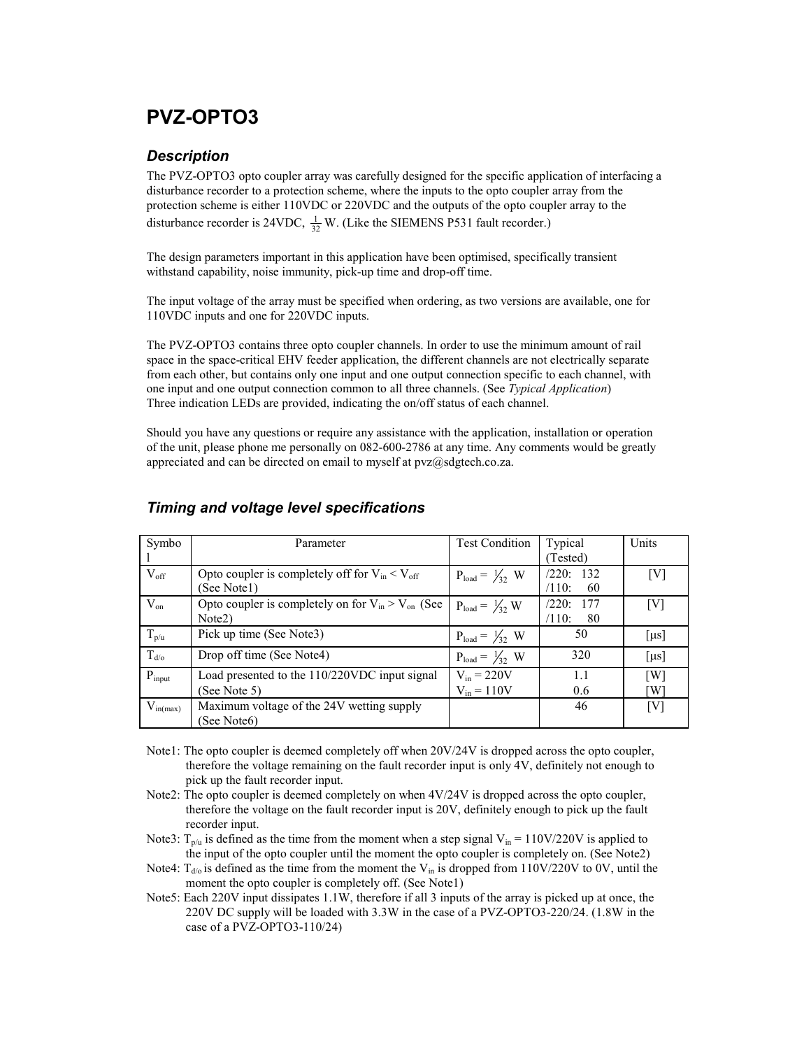# PVZ-OPTO3

## *Description*

The PVZ-OPTO3 opto coupler array was carefully designed for the specific application of interfacing a disturbance recorder to a protection scheme, where the inputs to the opto coupler array from the protection scheme is either 110VDC or 220VDC and the outputs of the opto coupler array to the disturbance recorder is 24VDC, $\frac{1}{32}$ W. (Like the SIEMENS P531 fault recorder.)

The design parameters important in this application have been optimised, specifically transient withstand capability, noise immunity, pick-up time and drop-off time.

The input voltage of the array must be specified when ordering, as two versions are available, one for 110VDC inputs and one for 220VDC inputs.

The PVZ-OPTO3 contains three opto coupler channels. In order to use the minimum amount of rail space in the space-critical EHV feeder application, the different channels are not electrically separate from each other, but contains only one input and one output connection specific to each channel, with one input and one output connection common to all three channels. (See *Typical Application*)
Three indication LEDs are provided, indicating the on/off status of each channel.

Should you have any questions or require any assistance with the application, installation or operation of the unit, please phone me personally on 082-600-2786 at any time. Any comments would be greatly appreciated and can be directed on email to myself at pvz@sdgtech.co.za.

## *Timing and voltage level specifications*

| Symbol | Parameter | Test Condition | Typical (Tested) | Units |
|---|---|---|---|---|
| $V_{off}$ | Opto coupler is completely off for $V_{in} < V_{off}$ (See Note1) | $P_{load} = \frac{1}{32}$ W | /220: 132<br>/110: 60 | [V] |
| $V_{on}$ | Opto coupler is completely on for $V_{in} > V_{on}$ (See Note2) | $P_{load} = \frac{1}{32}$ W | /220: 177<br>/110: 80 | [V] |
| $T_{p/u}$ | Pick up time (See Note3) | $P_{load} = \frac{1}{32}$ W | 50 | [μs] |
| $T_{d/o}$ | Drop off time (See Note4) | $P_{load} = \frac{1}{32}$ W | 320 | [μs] |
| $P_{input}$ | Load presented to the 110/220VDC input signal (See Note 5) | $V_{in} = 220$V<br>$V_{in} = 110$V | 1.1<br>0.6 | [W]<br>[W] |
| $V_{in(max)}$ | Maximum voltage of the 24V wetting supply (See Note6) | | 46 | [V] |

Note1: The opto coupler is deemed completely off when 20V/24V is dropped across the opto coupler, therefore the voltage remaining on the fault recorder input is only 4V, definitely not enough to pick up the fault recorder input.

Note2: The opto coupler is deemed completely on when 4V/24V is dropped across the opto coupler, therefore the voltage on the fault recorder input is 20V, definitely enough to pick up the fault recorder input.

Note3: $T_{p/u}$ is defined as the time from the moment when a step signal $V_{in} = 110V/220V$ is applied to the input of the opto coupler until the moment the opto coupler is completely on. (See Note2)

Note4: $T_{d/o}$ is defined as the time from the moment the $V_{in}$ is dropped from 110V/220V to 0V, until the moment the opto coupler is completely off. (See Note1)

Note5: Each 220V input dissipates 1.1W, therefore if all 3 inputs of the array is picked up at once, the 220V DC supply will be loaded with 3.3W in the case of a PVZ-OPTO3-220/24. (1.8W in the case of a PVZ-OPTO3-110/24)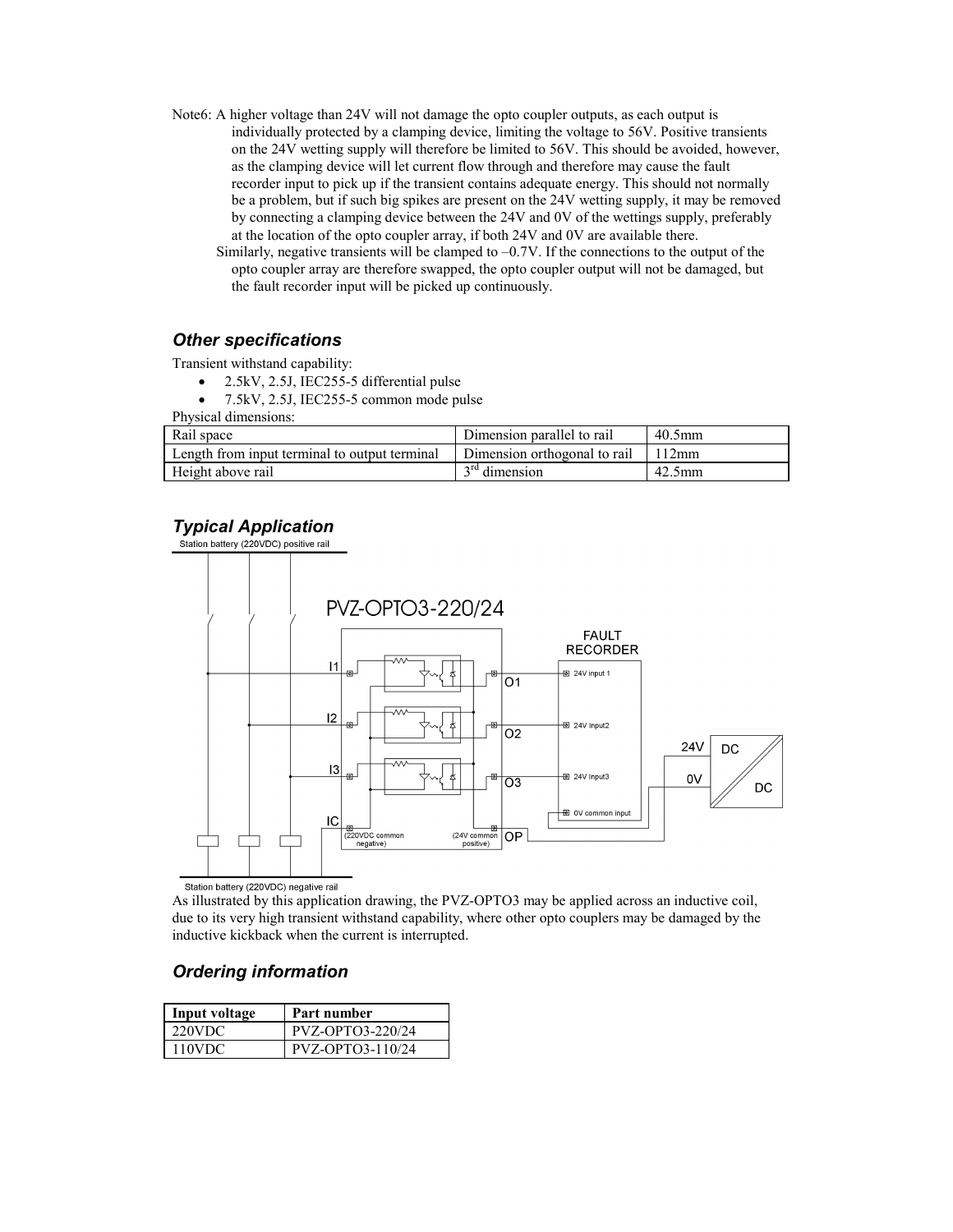Note6: A higher voltage than 24V will not damage the opto coupler outputs, as each output is individually protected by a clamping device, limiting the voltage to 56V. Positive transients on the 24V wetting supply will therefore be limited to 56V. This should be avoided, however, as the clamping device will let current flow through and therefore may cause the fault recorder input to pick up if the transient contains adequate energy. This should not normally be a problem, but if such big spikes are present on the 24V wetting supply, it may be removed by connecting a clamping device between the 24V and 0V of the wettings supply, preferably at the location of the opto coupler array, if both 24V and 0V are available there.

Similarly, negative transients will be clamped to –0.7V. If the connections to the output of the opto coupler array are therefore swapped, the opto coupler output will not be damaged, but the fault recorder input will be picked up continuously.

## *Other specifications*

Transient withstand capability:

- 2.5kV, 2.5J, IEC255-5 differential pulse
- 7.5kV, 2.5J, IEC255-5 common mode pulse

Physical dimensions:

| | | |
|---|---|---|
| Rail space | Dimension parallel to rail | 40.5mm |
| Length from input terminal to output terminal | Dimension orthogonal to rail | 112mm |
| Height above rail | 3rd dimension | 42.5mm |

## *Typical Application*

Station battery (220VDC) positive rail

PVZ-OPTO3-220/24

FAULT RECORDER

I1

I2

I3

IC

(220VDC common negative)

(24V common positive)

O1

O2

O3

OP

24V input 1

24V Input2

24V Input3

0V common input

24V

0V

DC

DC

Station battery (220VDC) negative rail

As illustrated by this application drawing, the PVZ-OPTO3 may be applied across an inductive coil, due to its very high transient withstand capability, where other opto couplers may be damaged by the inductive kickback when the current is interrupted.

## *Ordering information*

| Input voltage | Part number |
|---|---|
| 220VDC | PVZ-OPTO3-220/24 |
| 110VDC | PVZ-OPTO3-110/24 |